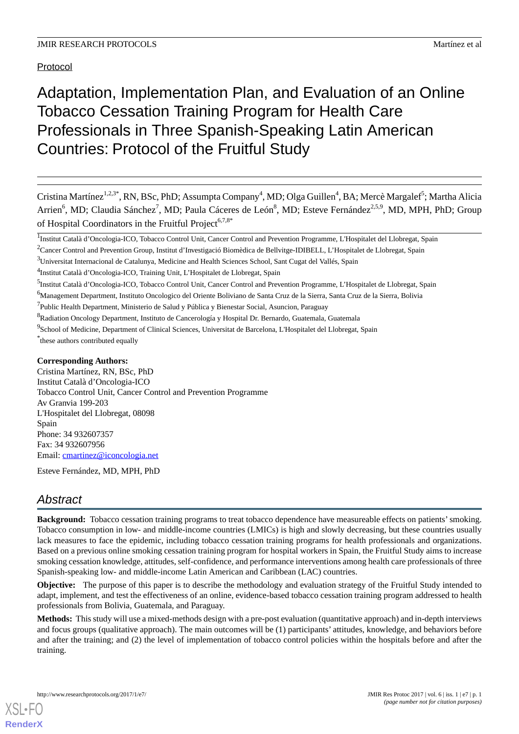Protocol

# Adaptation, Implementation Plan, and Evaluation of an Online Tobacco Cessation Training Program for Health Care Professionals in Three Spanish-Speaking Latin American Countries: Protocol of the Fruitful Study

Cristina Martínez[1,2,3*], RN, BSc, PhD; Assumpta Company[4], MD; Olga Guillen[4], BA; Mercè Margalef[5]; Martha Alicia Arrien[6], MD; Claudia Sánchez[7], MD; Paula Cáceres de León[8], MD; Esteve Fernández[2,5,9], MD, MPH, PhD; Group of Hospital Coordinators in the Fruitful Project[6,7,8*]

[1]Institut Català d'Oncologia-ICO, Tobacco Control Unit, Cancer Control and Prevention Programme, L'Hospitalet del Llobregat, Spain

[2]Cancer Control and Prevention Group, Institut d'Investigació Biomèdica de Bellvitge-IDIBELL, L'Hospitalet de Llobregat, Spain

[3]Universitat Internacional de Catalunya, Medicine and Health Sciences School, Sant Cugat del Vallés, Spain

[4]Institut Català d'Oncologia-ICO, Training Unit, L'Hospitalet de Llobregat, Spain

[5]Institut Català d'Oncologia-ICO, Tobacco Control Unit, Cancer Control and Prevention Programme, L'Hospitalet de Llobregat, Spain

[6]Management Department, Instituto Oncologico del Oriente Boliviano de Santa Cruz de la Sierra, Santa Cruz de la Sierra, Bolivia

[7]Public Health Department, Ministerio de Salud y Pública y Bienestar Social, Asuncion, Paraguay

[8]Radiation Oncology Department, Instituto de Cancerología y Hospital Dr. Bernardo, Guatemala, Guatemala

[9]School of Medicine, Department of Clinical Sciences, Universitat de Barcelona, L'Hospitalet del Llobregat, Spain

[*]these authors contributed equally

**Corresponding Authors:**
Cristina Martínez, RN, BSc, PhD
Institut Català d'Oncologia-ICO
Tobacco Control Unit, Cancer Control and Prevention Programme
Av Granvia 199-203
L'Hospitalet del Llobregat, 08098
Spain
Phone: 34 932607357
Fax: 34 932607956
Email: cmartinez@iconcologia.net

Esteve Fernández, MD, MPH, PhD

## Abstract

**Background:** Tobacco cessation training programs to treat tobacco dependence have measureable effects on patients' smoking. Tobacco consumption in low- and middle-income countries (LMICs) is high and slowly decreasing, but these countries usually lack measures to face the epidemic, including tobacco cessation training programs for health professionals and organizations. Based on a previous online smoking cessation training program for hospital workers in Spain, the Fruitful Study aims to increase smoking cessation knowledge, attitudes, self-confidence, and performance interventions among health care professionals of three Spanish-speaking low- and middle-income Latin American and Caribbean (LAC) countries.

**Objective:** The purpose of this paper is to describe the methodology and evaluation strategy of the Fruitful Study intended to adapt, implement, and test the effectiveness of an online, evidence-based tobacco cessation training program addressed to health professionals from Bolivia, Guatemala, and Paraguay.

**Methods:** This study will use a mixed-methods design with a pre-post evaluation (quantitative approach) and in-depth interviews and focus groups (qualitative approach). The main outcomes will be (1) participants' attitudes, knowledge, and behaviors before and after the training; and (2) the level of implementation of tobacco control policies within the hospitals before and after the training.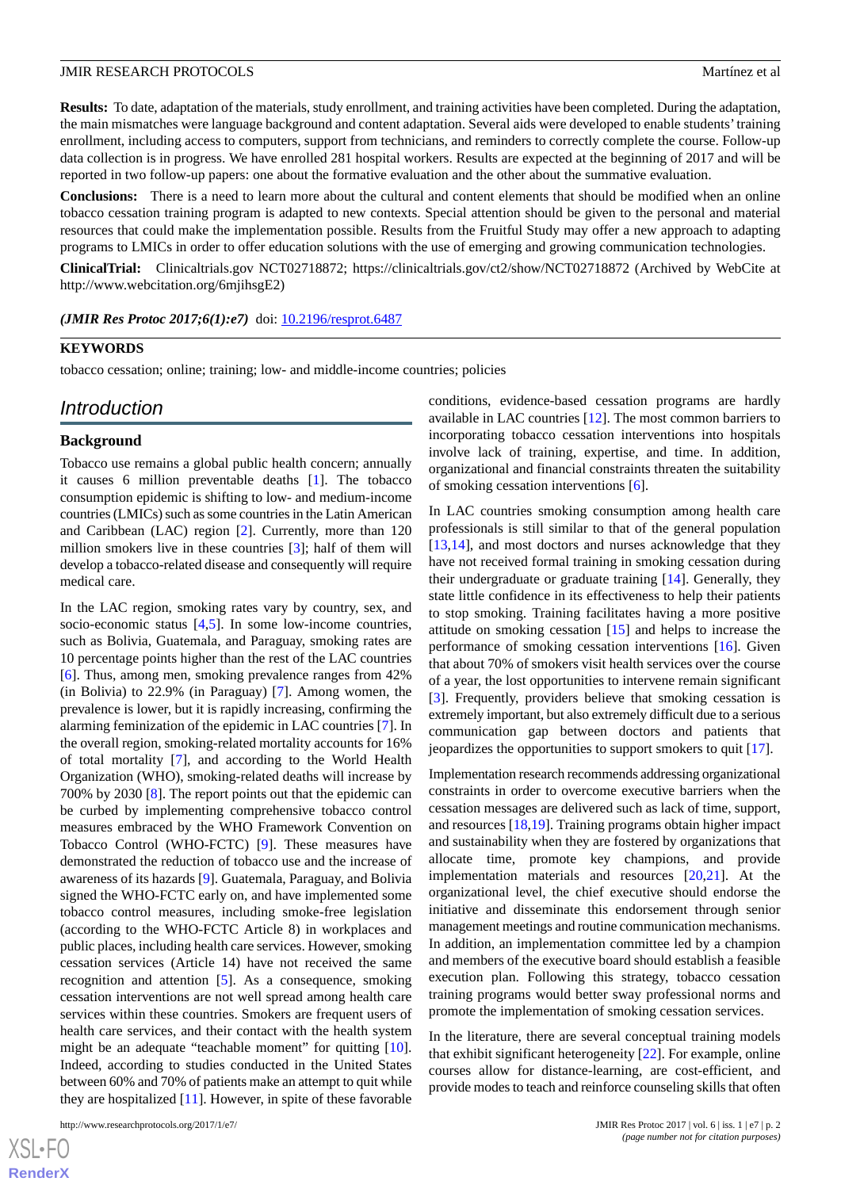**Results:** To date, adaptation of the materials, study enrollment, and training activities have been completed. During the adaptation, the main mismatches were language background and content adaptation. Several aids were developed to enable students' training enrollment, including access to computers, support from technicians, and reminders to correctly complete the course. Follow-up data collection is in progress. We have enrolled 281 hospital workers. Results are expected at the beginning of 2017 and will be reported in two follow-up papers: one about the formative evaluation and the other about the summative evaluation.

**Conclusions:** There is a need to learn more about the cultural and content elements that should be modified when an online tobacco cessation training program is adapted to new contexts. Special attention should be given to the personal and material resources that could make the implementation possible. Results from the Fruitful Study may offer a new approach to adapting programs to LMICs in order to offer education solutions with the use of emerging and growing communication technologies.

**ClinicalTrial:** Clinicaltrials.gov NCT02718872; https://clinicaltrials.gov/ct2/show/NCT02718872 (Archived by WebCite at http://www.webcitation.org/6mjihsgE2)

***(JMIR Res Protoc 2017;6(1):e7)*** doi: 10.2196/resprot.6487

**KEYWORDS**

tobacco cessation; online; training; low- and middle-income countries; policies

## Introduction

### Background

Tobacco use remains a global public health concern; annually it causes 6 million preventable deaths [1]. The tobacco consumption epidemic is shifting to low- and medium-income countries (LMICs) such as some countries in the Latin American and Caribbean (LAC) region [2]. Currently, more than 120 million smokers live in these countries [3]; half of them will develop a tobacco-related disease and consequently will require medical care.

In the LAC region, smoking rates vary by country, sex, and socio-economic status [4,5]. In some low-income countries, such as Bolivia, Guatemala, and Paraguay, smoking rates are 10 percentage points higher than the rest of the LAC countries [6]. Thus, among men, smoking prevalence ranges from 42% (in Bolivia) to 22.9% (in Paraguay) [7]. Among women, the prevalence is lower, but it is rapidly increasing, confirming the alarming feminization of the epidemic in LAC countries [7]. In the overall region, smoking-related mortality accounts for 16% of total mortality [7], and according to the World Health Organization (WHO), smoking-related deaths will increase by 700% by 2030 [8]. The report points out that the epidemic can be curbed by implementing comprehensive tobacco control measures embraced by the WHO Framework Convention on Tobacco Control (WHO-FCTC) [9]. These measures have demonstrated the reduction of tobacco use and the increase of awareness of its hazards [9]. Guatemala, Paraguay, and Bolivia signed the WHO-FCTC early on, and have implemented some tobacco control measures, including smoke-free legislation (according to the WHO-FCTC Article 8) in workplaces and public places, including health care services. However, smoking cessation services (Article 14) have not received the same recognition and attention [5]. As a consequence, smoking cessation interventions are not well spread among health care services within these countries. Smokers are frequent users of health care services, and their contact with the health system might be an adequate "teachable moment" for quitting [10]. Indeed, according to studies conducted in the United States between 60% and 70% of patients make an attempt to quit while they are hospitalized [11]. However, in spite of these favorable conditions, evidence-based cessation programs are hardly available in LAC countries [12]. The most common barriers to incorporating tobacco cessation interventions into hospitals involve lack of training, expertise, and time. In addition, organizational and financial constraints threaten the suitability of smoking cessation interventions [6].

In LAC countries smoking consumption among health care professionals is still similar to that of the general population [13,14], and most doctors and nurses acknowledge that they have not received formal training in smoking cessation during their undergraduate or graduate training [14]. Generally, they state little confidence in its effectiveness to help their patients to stop smoking. Training facilitates having a more positive attitude on smoking cessation [15] and helps to increase the performance of smoking cessation interventions [16]. Given that about 70% of smokers visit health services over the course of a year, the lost opportunities to intervene remain significant [3]. Frequently, providers believe that smoking cessation is extremely important, but also extremely difficult due to a serious communication gap between doctors and patients that jeopardizes the opportunities to support smokers to quit [17].

Implementation research recommends addressing organizational constraints in order to overcome executive barriers when the cessation messages are delivered such as lack of time, support, and resources [18,19]. Training programs obtain higher impact and sustainability when they are fostered by organizations that allocate time, promote key champions, and provide implementation materials and resources [20,21]. At the organizational level, the chief executive should endorse the initiative and disseminate this endorsement through senior management meetings and routine communication mechanisms. In addition, an implementation committee led by a champion and members of the executive board should establish a feasible execution plan. Following this strategy, tobacco cessation training programs would better sway professional norms and promote the implementation of smoking cessation services.

In the literature, there are several conceptual training models that exhibit significant heterogeneity [22]. For example, online courses allow for distance-learning, are cost-efficient, and provide modes to teach and reinforce counseling skills that often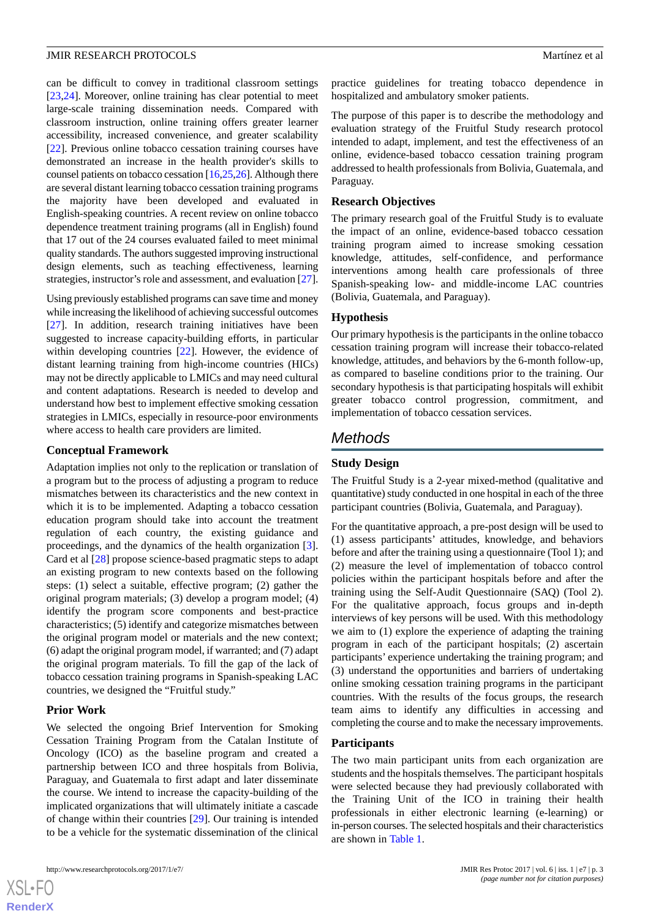can be difficult to convey in traditional classroom settings [23,24]. Moreover, online training has clear potential to meet large-scale training dissemination needs. Compared with classroom instruction, online training offers greater learner accessibility, increased convenience, and greater scalability [22]. Previous online tobacco cessation training courses have demonstrated an increase in the health provider's skills to counsel patients on tobacco cessation [16,25,26]. Although there are several distant learning tobacco cessation training programs the majority have been developed and evaluated in English-speaking countries. A recent review on online tobacco dependence treatment training programs (all in English) found that 17 out of the 24 courses evaluated failed to meet minimal quality standards. The authors suggested improving instructional design elements, such as teaching effectiveness, learning strategies, instructor's role and assessment, and evaluation [27].

Using previously established programs can save time and money while increasing the likelihood of achieving successful outcomes [27]. In addition, research training initiatives have been suggested to increase capacity-building efforts, in particular within developing countries [22]. However, the evidence of distant learning training from high-income countries (HICs) may not be directly applicable to LMICs and may need cultural and content adaptations. Research is needed to develop and understand how best to implement effective smoking cessation strategies in LMICs, especially in resource-poor environments where access to health care providers are limited.

### Conceptual Framework

Adaptation implies not only to the replication or translation of a program but to the process of adjusting a program to reduce mismatches between its characteristics and the new context in which it is to be implemented. Adapting a tobacco cessation education program should take into account the treatment regulation of each country, the existing guidance and proceedings, and the dynamics of the health organization [3]. Card et al [28] propose science-based pragmatic steps to adapt an existing program to new contexts based on the following steps: (1) select a suitable, effective program; (2) gather the original program materials; (3) develop a program model; (4) identify the program score components and best-practice characteristics; (5) identify and categorize mismatches between the original program model or materials and the new context; (6) adapt the original program model, if warranted; and (7) adapt the original program materials. To fill the gap of the lack of tobacco cessation training programs in Spanish-speaking LAC countries, we designed the "Fruitful study."

### Prior Work

We selected the ongoing Brief Intervention for Smoking Cessation Training Program from the Catalan Institute of Oncology (ICO) as the baseline program and created a partnership between ICO and three hospitals from Bolivia, Paraguay, and Guatemala to first adapt and later disseminate the course. We intend to increase the capacity-building of the implicated organizations that will ultimately initiate a cascade of change within their countries [29]. Our training is intended to be a vehicle for the systematic dissemination of the clinical practice guidelines for treating tobacco dependence in hospitalized and ambulatory smoker patients.

The purpose of this paper is to describe the methodology and evaluation strategy of the Fruitful Study research protocol intended to adapt, implement, and test the effectiveness of an online, evidence-based tobacco cessation training program addressed to health professionals from Bolivia, Guatemala, and Paraguay.

### Research Objectives

The primary research goal of the Fruitful Study is to evaluate the impact of an online, evidence-based tobacco cessation training program aimed to increase smoking cessation knowledge, attitudes, self-confidence, and performance interventions among health care professionals of three Spanish-speaking low- and middle-income LAC countries (Bolivia, Guatemala, and Paraguay).

### Hypothesis

Our primary hypothesis is the participants in the online tobacco cessation training program will increase their tobacco-related knowledge, attitudes, and behaviors by the 6-month follow-up, as compared to baseline conditions prior to the training. Our secondary hypothesis is that participating hospitals will exhibit greater tobacco control progression, commitment, and implementation of tobacco cessation services.

## *Methods*

### Study Design

The Fruitful Study is a 2-year mixed-method (qualitative and quantitative) study conducted in one hospital in each of the three participant countries (Bolivia, Guatemala, and Paraguay).

For the quantitative approach, a pre-post design will be used to (1) assess participants' attitudes, knowledge, and behaviors before and after the training using a questionnaire (Tool 1); and (2) measure the level of implementation of tobacco control policies within the participant hospitals before and after the training using the Self-Audit Questionnaire (SAQ) (Tool 2). For the qualitative approach, focus groups and in-depth interviews of key persons will be used. With this methodology we aim to (1) explore the experience of adapting the training program in each of the participant hospitals; (2) ascertain participants' experience undertaking the training program; and (3) understand the opportunities and barriers of undertaking online smoking cessation training programs in the participant countries. With the results of the focus groups, the research team aims to identify any difficulties in accessing and completing the course and to make the necessary improvements.

### Participants

The two main participant units from each organization are students and the hospitals themselves. The participant hospitals were selected because they had previously collaborated with the Training Unit of the ICO in training their health professionals in either electronic learning (e-learning) or in-person courses. The selected hospitals and their characteristics are shown in Table 1.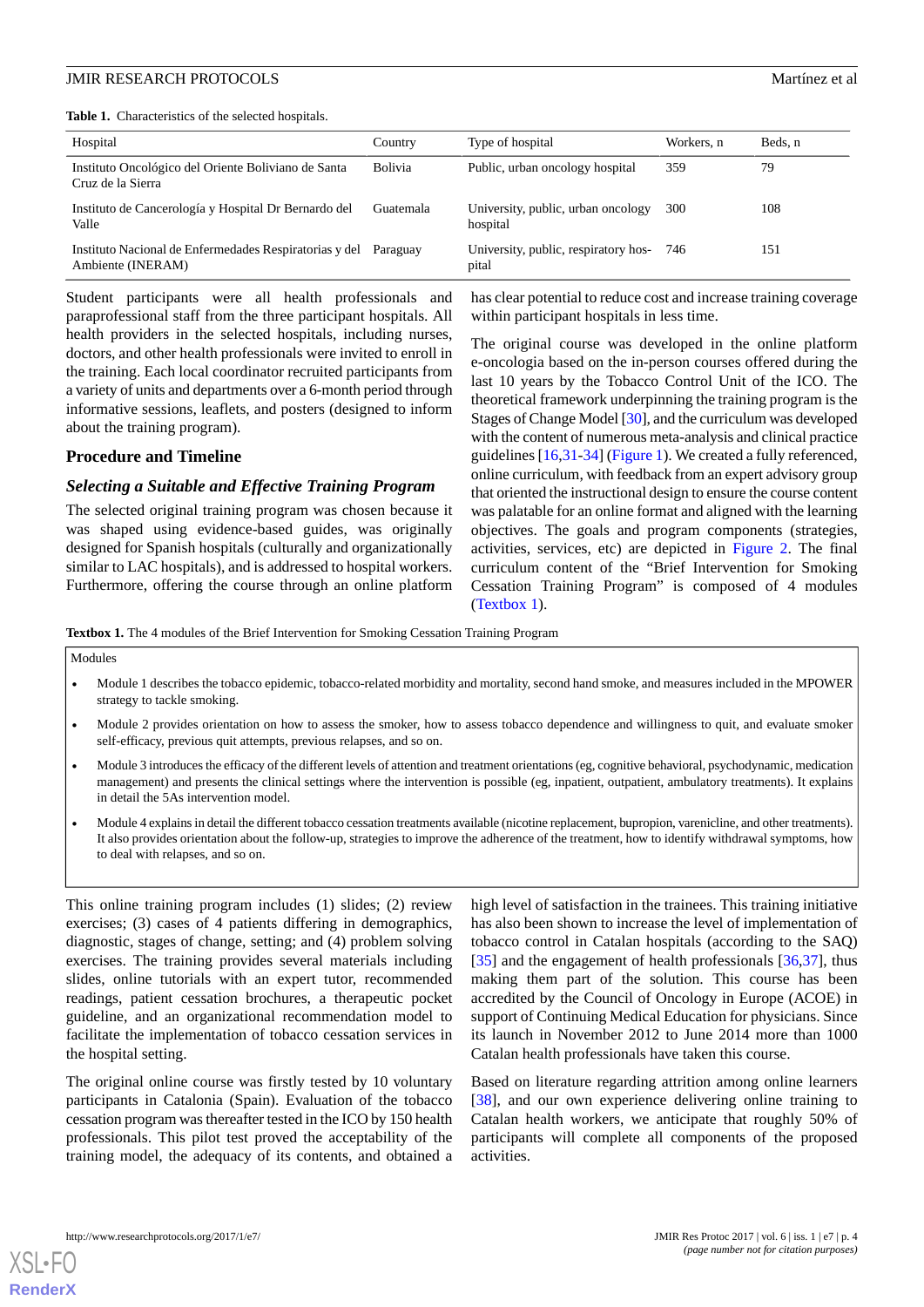**Table 1.** Characteristics of the selected hospitals.

| Hospital | Country | Type of hospital | Workers, n | Beds, n |
| --- | --- | --- | --- | --- |
| Instituto Oncológico del Oriente Boliviano de Santa Cruz de la Sierra | Bolivia | Public, urban oncology hospital | 359 | 79 |
| Instituto de Cancerología y Hospital Dr Bernardo del Valle | Guatemala | University, public, urban oncology hospital | 300 | 108 |
| Instituto Nacional de Enfermedades Respiratorias y del Ambiente (INERAM) | Paraguay | University, public, respiratory hospital | 746 | 151 |

Student participants were all health professionals and paraprofessional staff from the three participant hospitals. All health providers in the selected hospitals, including nurses, doctors, and other health professionals were invited to enroll in the training. Each local coordinator recruited participants from a variety of units and departments over a 6-month period through informative sessions, leaflets, and posters (designed to inform about the training program).

## Procedure and Timeline

### *Selecting a Suitable and Effective Training Program*

The selected original training program was chosen because it was shaped using evidence-based guides, was originally designed for Spanish hospitals (culturally and organizationally similar to LAC hospitals), and is addressed to hospital workers. Furthermore, offering the course through an online platform has clear potential to reduce cost and increase training coverage within participant hospitals in less time.

The original course was developed in the online platform e-oncologia based on the in-person courses offered during the last 10 years by the Tobacco Control Unit of the ICO. The theoretical framework underpinning the training program is the Stages of Change Model [30], and the curriculum was developed with the content of numerous meta-analysis and clinical practice guidelines [16,31-34] (Figure 1). We created a fully referenced, online curriculum, with feedback from an expert advisory group that oriented the instructional design to ensure the course content was palatable for an online format and aligned with the learning objectives. The goals and program components (strategies, activities, services, etc) are depicted in Figure 2. The final curriculum content of the "Brief Intervention for Smoking Cessation Training Program" is composed of 4 modules (Textbox 1).

**Textbox 1.** The 4 modules of the Brief Intervention for Smoking Cessation Training Program

Modules

- Module 1 describes the tobacco epidemic, tobacco-related morbidity and mortality, second hand smoke, and measures included in the MPOWER strategy to tackle smoking.
- Module 2 provides orientation on how to assess the smoker, how to assess tobacco dependence and willingness to quit, and evaluate smoker self-efficacy, previous quit attempts, previous relapses, and so on.
- Module 3 introduces the efficacy of the different levels of attention and treatment orientations (eg, cognitive behavioral, psychodynamic, medication management) and presents the clinical settings where the intervention is possible (eg, inpatient, outpatient, ambulatory treatments). It explains in detail the 5As intervention model.
- Module 4 explains in detail the different tobacco cessation treatments available (nicotine replacement, bupropion, varenicline, and other treatments). It also provides orientation about the follow-up, strategies to improve the adherence of the treatment, how to identify withdrawal symptoms, how to deal with relapses, and so on.

This online training program includes (1) slides; (2) review exercises; (3) cases of 4 patients differing in demographics, diagnostic, stages of change, setting; and (4) problem solving exercises. The training provides several materials including slides, online tutorials with an expert tutor, recommended readings, patient cessation brochures, a therapeutic pocket guideline, and an organizational recommendation model to facilitate the implementation of tobacco cessation services in the hospital setting.

The original online course was firstly tested by 10 voluntary participants in Catalonia (Spain). Evaluation of the tobacco cessation program was thereafter tested in the ICO by 150 health professionals. This pilot test proved the acceptability of the training model, the adequacy of its contents, and obtained a high level of satisfaction in the trainees. This training initiative has also been shown to increase the level of implementation of tobacco control in Catalan hospitals (according to the SAQ) [35] and the engagement of health professionals [36,37], thus making them part of the solution. This course has been accredited by the Council of Oncology in Europe (ACOE) in support of Continuing Medical Education for physicians. Since its launch in November 2012 to June 2014 more than 1000 Catalan health professionals have taken this course.

Based on literature regarding attrition among online learners [38], and our own experience delivering online training to Catalan health workers, we anticipate that roughly 50% of participants will complete all components of the proposed activities.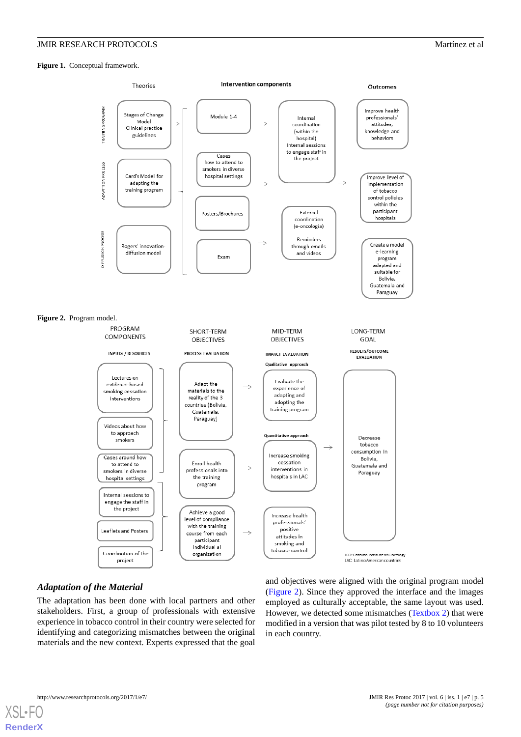**Figure 1.** Conceptual framework.

**Figure 2.** Program model.

### *Adaptation of the Material*

The adaptation has been done with local partners and other stakeholders. First, a group of professionals with extensive experience in tobacco control in their country were selected for identifying and categorizing mismatches between the original materials and the new context. Experts expressed that the goal and objectives were aligned with the original program model (Figure 2). Since they approved the interface and the images employed as culturally acceptable, the same layout was used. However, we detected some mismatches (Textbox 2) that were modified in a version that was pilot tested by 8 to 10 volunteers in each country.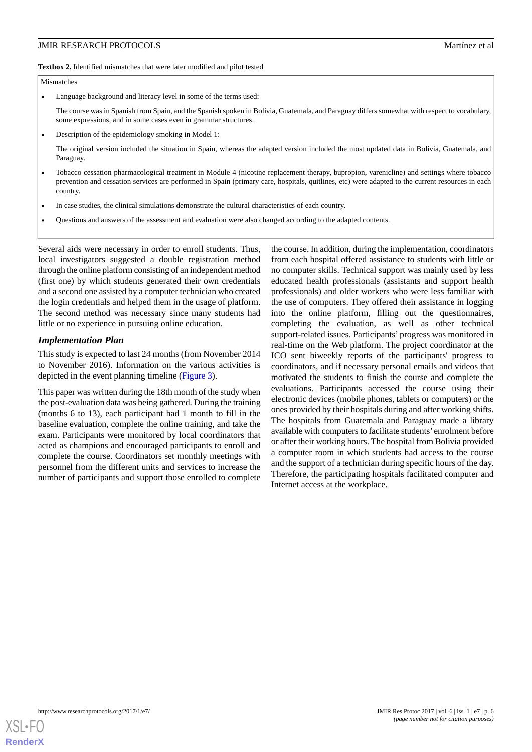**Textbox 2.** Identified mismatches that were later modified and pilot tested

Mismatches

- Language background and literacy level in some of the terms used:

  The course was in Spanish from Spain, and the Spanish spoken in Bolivia, Guatemala, and Paraguay differs somewhat with respect to vocabulary, some expressions, and in some cases even in grammar structures.

- Description of the epidemiology smoking in Model 1:

  The original version included the situation in Spain, whereas the adapted version included the most updated data in Bolivia, Guatemala, and Paraguay.

- Tobacco cessation pharmacological treatment in Module 4 (nicotine replacement therapy, bupropion, varenicline) and settings where tobacco prevention and cessation services are performed in Spain (primary care, hospitals, quitlines, etc) were adapted to the current resources in each country.

- In case studies, the clinical simulations demonstrate the cultural characteristics of each country.

- Questions and answers of the assessment and evaluation were also changed according to the adapted contents.

Several aids were necessary in order to enroll students. Thus, local investigators suggested a double registration method through the online platform consisting of an independent method (first one) by which students generated their own credentials and a second one assisted by a computer technician who created the login credentials and helped them in the usage of platform. The second method was necessary since many students had little or no experience in pursuing online education.

### *Implementation Plan*

This study is expected to last 24 months (from November 2014 to November 2016). Information on the various activities is depicted in the event planning timeline (Figure 3).

This paper was written during the 18th month of the study when the post-evaluation data was being gathered. During the training (months 6 to 13), each participant had 1 month to fill in the baseline evaluation, complete the online training, and take the exam. Participants were monitored by local coordinators that acted as champions and encouraged participants to enroll and complete the course. Coordinators set monthly meetings with personnel from the different units and services to increase the number of participants and support those enrolled to complete the course. In addition, during the implementation, coordinators from each hospital offered assistance to students with little or no computer skills. Technical support was mainly used by less educated health professionals (assistants and support health professionals) and older workers who were less familiar with the use of computers. They offered their assistance in logging into the online platform, filling out the questionnaires, completing the evaluation, as well as other technical support-related issues. Participants' progress was monitored in real-time on the Web platform. The project coordinator at the ICO sent biweekly reports of the participants' progress to coordinators, and if necessary personal emails and videos that motivated the students to finish the course and complete the evaluations. Participants accessed the course using their electronic devices (mobile phones, tablets or computers) or the ones provided by their hospitals during and after working shifts. The hospitals from Guatemala and Paraguay made a library available with computers to facilitate students' enrolment before or after their working hours. The hospital from Bolivia provided a computer room in which students had access to the course and the support of a technician during specific hours of the day. Therefore, the participating hospitals facilitated computer and Internet access at the workplace.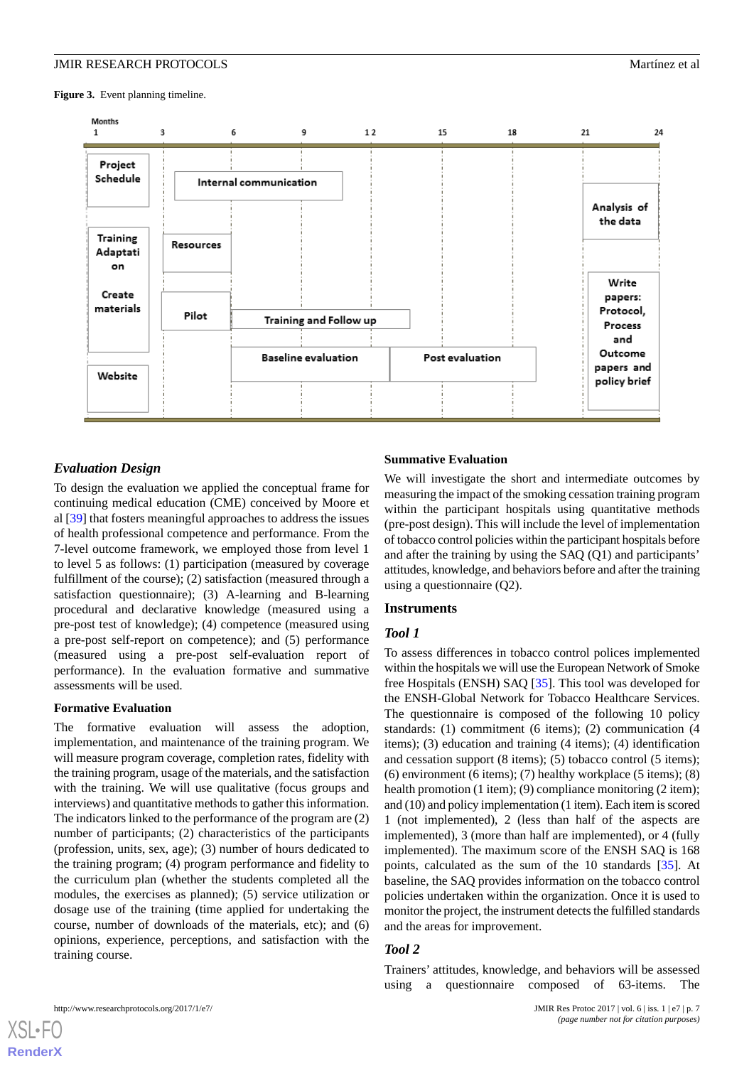**Figure 3.** Event planning timeline.

## *Evaluation Design*

To design the evaluation we applied the conceptual frame for continuing medical education (CME) conceived by Moore et al [39] that fosters meaningful approaches to address the issues of health professional competence and performance. From the 7-level outcome framework, we employed those from level 1 to level 5 as follows: (1) participation (measured by coverage fulfillment of the course); (2) satisfaction (measured through a satisfaction questionnaire); (3) A-learning and B-learning procedural and declarative knowledge (measured using a pre-post test of knowledge); (4) competence (measured using a pre-post self-report on competence); and (5) performance (measured using a pre-post self-evaluation report of performance). In the evaluation formative and summative assessments will be used.

### Formative Evaluation

The formative evaluation will assess the adoption, implementation, and maintenance of the training program. We will measure program coverage, completion rates, fidelity with the training program, usage of the materials, and the satisfaction with the training. We will use qualitative (focus groups and interviews) and quantitative methods to gather this information. The indicators linked to the performance of the program are (2) number of participants; (2) characteristics of the participants (profession, units, sex, age); (3) number of hours dedicated to the training program; (4) program performance and fidelity to the curriculum plan (whether the students completed all the modules, the exercises as planned); (5) service utilization or dosage use of the training (time applied for undertaking the course, number of downloads of the materials, etc); and (6) opinions, experience, perceptions, and satisfaction with the training course.

### Summative Evaluation

We will investigate the short and intermediate outcomes by measuring the impact of the smoking cessation training program within the participant hospitals using quantitative methods (pre-post design). This will include the level of implementation of tobacco control policies within the participant hospitals before and after the training by using the SAQ (Q1) and participants' attitudes, knowledge, and behaviors before and after the training using a questionnaire (Q2).

### Instruments

#### *Tool 1*

To assess differences in tobacco control polices implemented within the hospitals we will use the European Network of Smoke free Hospitals (ENSH) SAQ [35]. This tool was developed for the ENSH-Global Network for Tobacco Healthcare Services. The questionnaire is composed of the following 10 policy standards: (1) commitment (6 items); (2) communication (4 items); (3) education and training (4 items); (4) identification and cessation support (8 items); (5) tobacco control (5 items); (6) environment (6 items); (7) healthy workplace (5 items); (8) health promotion (1 item); (9) compliance monitoring (2 item); and (10) and policy implementation (1 item). Each item is scored 1 (not implemented), 2 (less than half of the aspects are implemented), 3 (more than half are implemented), or 4 (fully implemented). The maximum score of the ENSH SAQ is 168 points, calculated as the sum of the 10 standards [35]. At baseline, the SAQ provides information on the tobacco control policies undertaken within the organization. Once it is used to monitor the project, the instrument detects the fulfilled standards and the areas for improvement.

#### *Tool 2*

Trainers' attitudes, knowledge, and behaviors will be assessed using a questionnaire composed of 63-items. The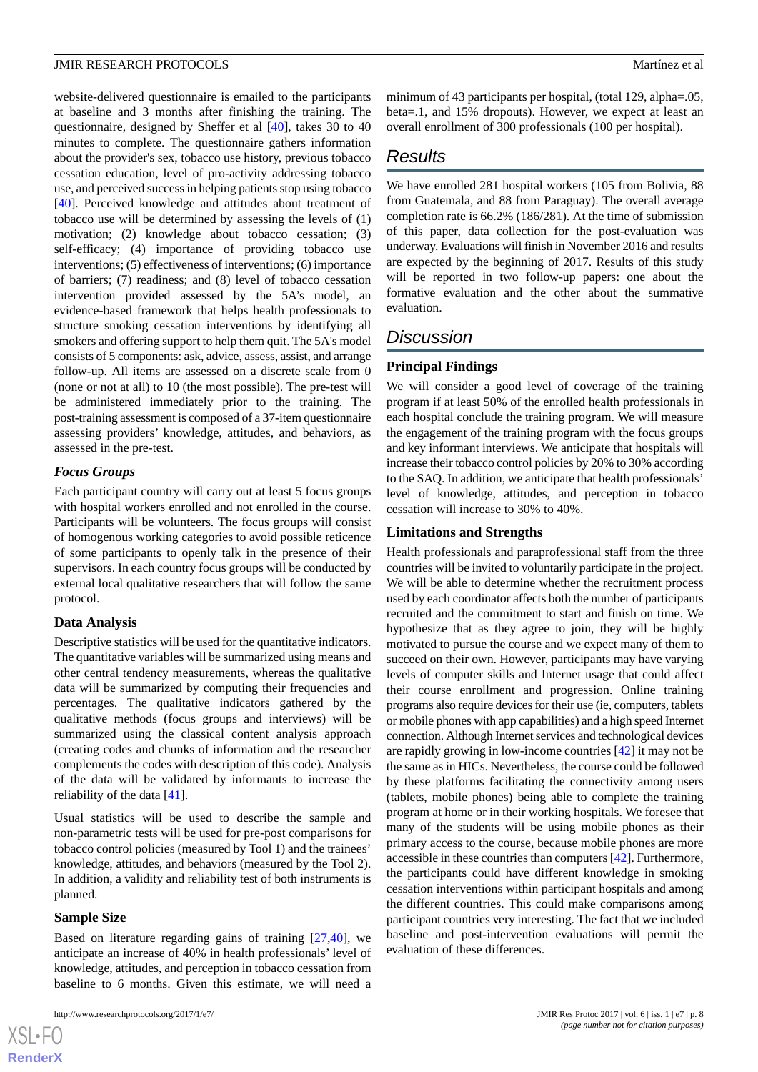website-delivered questionnaire is emailed to the participants at baseline and 3 months after finishing the training. The questionnaire, designed by Sheffer et al [40], takes 30 to 40 minutes to complete. The questionnaire gathers information about the provider's sex, tobacco use history, previous tobacco cessation education, level of pro-activity addressing tobacco use, and perceived success in helping patients stop using tobacco [40]. Perceived knowledge and attitudes about treatment of tobacco use will be determined by assessing the levels of (1) motivation; (2) knowledge about tobacco cessation; (3) self-efficacy; (4) importance of providing tobacco use interventions; (5) effectiveness of interventions; (6) importance of barriers; (7) readiness; and (8) level of tobacco cessation intervention provided assessed by the 5A's model, an evidence-based framework that helps health professionals to structure smoking cessation interventions by identifying all smokers and offering support to help them quit. The 5A's model consists of 5 components: ask, advice, assess, assist, and arrange follow-up. All items are assessed on a discrete scale from 0 (none or not at all) to 10 (the most possible). The pre-test will be administered immediately prior to the training. The post-training assessment is composed of a 37-item questionnaire assessing providers' knowledge, attitudes, and behaviors, as assessed in the pre-test.

### *Focus Groups*

Each participant country will carry out at least 5 focus groups with hospital workers enrolled and not enrolled in the course. Participants will be volunteers. The focus groups will consist of homogenous working categories to avoid possible reticence of some participants to openly talk in the presence of their supervisors. In each country focus groups will be conducted by external local qualitative researchers that will follow the same protocol.

### Data Analysis

Descriptive statistics will be used for the quantitative indicators. The quantitative variables will be summarized using means and other central tendency measurements, whereas the qualitative data will be summarized by computing their frequencies and percentages. The qualitative indicators gathered by the qualitative methods (focus groups and interviews) will be summarized using the classical content analysis approach (creating codes and chunks of information and the researcher complements the codes with description of this code). Analysis of the data will be validated by informants to increase the reliability of the data [41].

Usual statistics will be used to describe the sample and non-parametric tests will be used for pre-post comparisons for tobacco control policies (measured by Tool 1) and the trainees' knowledge, attitudes, and behaviors (measured by the Tool 2). In addition, a validity and reliability test of both instruments is planned.

### Sample Size

Based on literature regarding gains of training [27,40], we anticipate an increase of 40% in health professionals' level of knowledge, attitudes, and perception in tobacco cessation from baseline to 6 months. Given this estimate, we will need a minimum of 43 participants per hospital, (total 129, alpha=.05, beta=.1, and 15% dropouts). However, we expect at least an overall enrollment of 300 professionals (100 per hospital).

## Results

We have enrolled 281 hospital workers (105 from Bolivia, 88 from Guatemala, and 88 from Paraguay). The overall average completion rate is 66.2% (186/281). At the time of submission of this paper, data collection for the post-evaluation was underway. Evaluations will finish in November 2016 and results are expected by the beginning of 2017. Results of this study will be reported in two follow-up papers: one about the formative evaluation and the other about the summative evaluation.

## Discussion

### Principal Findings

We will consider a good level of coverage of the training program if at least 50% of the enrolled health professionals in each hospital conclude the training program. We will measure the engagement of the training program with the focus groups and key informant interviews. We anticipate that hospitals will increase their tobacco control policies by 20% to 30% according to the SAQ. In addition, we anticipate that health professionals' level of knowledge, attitudes, and perception in tobacco cessation will increase to 30% to 40%.

### Limitations and Strengths

Health professionals and paraprofessional staff from the three countries will be invited to voluntarily participate in the project. We will be able to determine whether the recruitment process used by each coordinator affects both the number of participants recruited and the commitment to start and finish on time. We hypothesize that as they agree to join, they will be highly motivated to pursue the course and we expect many of them to succeed on their own. However, participants may have varying levels of computer skills and Internet usage that could affect their course enrollment and progression. Online training programs also require devices for their use (ie, computers, tablets or mobile phones with app capabilities) and a high speed Internet connection. Although Internet services and technological devices are rapidly growing in low-income countries [42] it may not be the same as in HICs. Nevertheless, the course could be followed by these platforms facilitating the connectivity among users (tablets, mobile phones) being able to complete the training program at home or in their working hospitals. We foresee that many of the students will be using mobile phones as their primary access to the course, because mobile phones are more accessible in these countries than computers [42]. Furthermore, the participants could have different knowledge in smoking cessation interventions within participant hospitals and among the different countries. This could make comparisons among participant countries very interesting. The fact that we included baseline and post-intervention evaluations will permit the evaluation of these differences.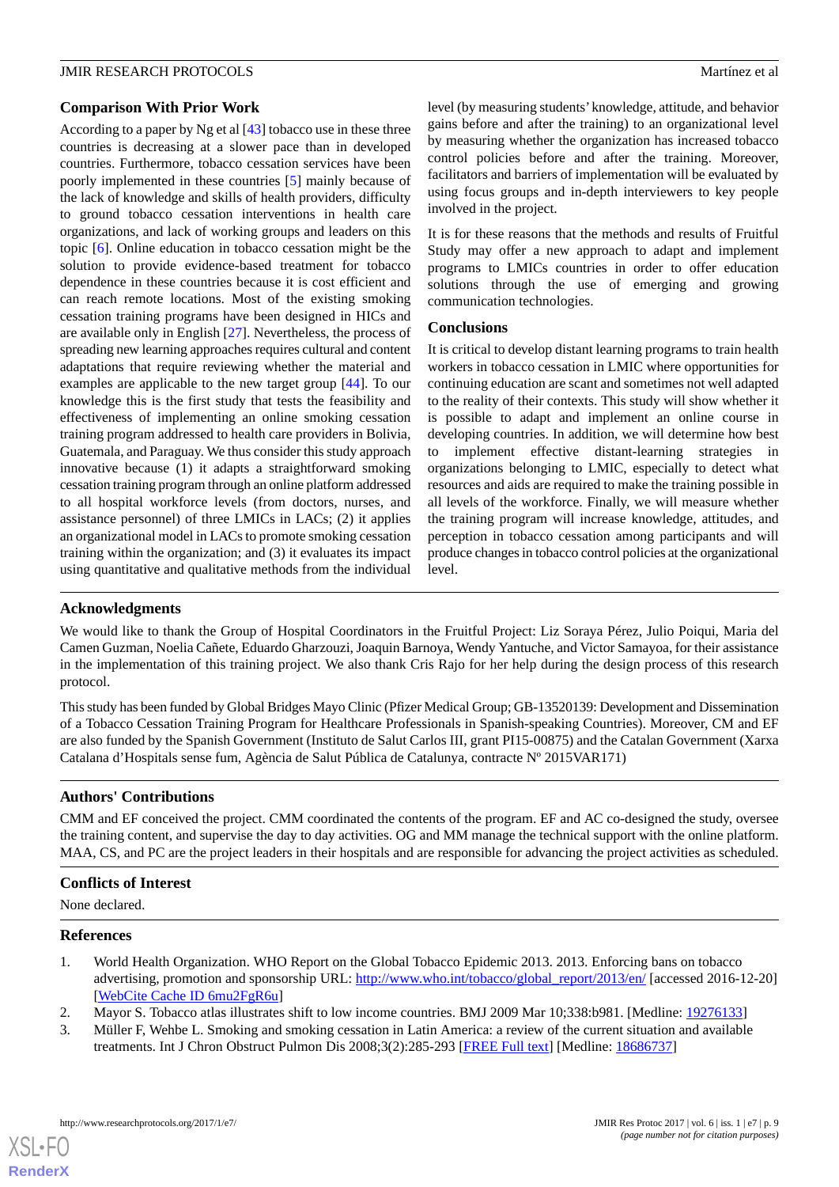## Comparison With Prior Work

According to a paper by Ng et al [43] tobacco use in these three countries is decreasing at a slower pace than in developed countries. Furthermore, tobacco cessation services have been poorly implemented in these countries [5] mainly because of the lack of knowledge and skills of health providers, difficulty to ground tobacco cessation interventions in health care organizations, and lack of working groups and leaders on this topic [6]. Online education in tobacco cessation might be the solution to provide evidence-based treatment for tobacco dependence in these countries because it is cost efficient and can reach remote locations. Most of the existing smoking cessation training programs have been designed in HICs and are available only in English [27]. Nevertheless, the process of spreading new learning approaches requires cultural and content adaptations that require reviewing whether the material and examples are applicable to the new target group [44]. To our knowledge this is the first study that tests the feasibility and effectiveness of implementing an online smoking cessation training program addressed to health care providers in Bolivia, Guatemala, and Paraguay. We thus consider this study approach innovative because (1) it adapts a straightforward smoking cessation training program through an online platform addressed to all hospital workforce levels (from doctors, nurses, and assistance personnel) of three LMICs in LACs; (2) it applies an organizational model in LACs to promote smoking cessation training within the organization; and (3) it evaluates its impact using quantitative and qualitative methods from the individual level (by measuring students' knowledge, attitude, and behavior gains before and after the training) to an organizational level by measuring whether the organization has increased tobacco control policies before and after the training. Moreover, facilitators and barriers of implementation will be evaluated by using focus groups and in-depth interviewers to key people involved in the project.

It is for these reasons that the methods and results of Fruitful Study may offer a new approach to adapt and implement programs to LMICs countries in order to offer education solutions through the use of emerging and growing communication technologies.

## Conclusions

It is critical to develop distant learning programs to train health workers in tobacco cessation in LMIC where opportunities for continuing education are scant and sometimes not well adapted to the reality of their contexts. This study will show whether it is possible to adapt and implement an online course in developing countries. In addition, we will determine how best to implement effective distant-learning strategies in organizations belonging to LMIC, especially to detect what resources and aids are required to make the training possible in all levels of the workforce. Finally, we will measure whether the training program will increase knowledge, attitudes, and perception in tobacco cessation among participants and will produce changes in tobacco control policies at the organizational level.

## Acknowledgments

We would like to thank the Group of Hospital Coordinators in the Fruitful Project: Liz Soraya Pérez, Julio Poiqui, Maria del Camen Guzman, Noelia Cañete, Eduardo Gharzouzi, Joaquin Barnoya, Wendy Yantuche, and Victor Samayoa, for their assistance in the implementation of this training project. We also thank Cris Rajo for her help during the design process of this research protocol.

This study has been funded by Global Bridges Mayo Clinic (Pfizer Medical Group; GB-13520139: Development and Dissemination of a Tobacco Cessation Training Program for Healthcare Professionals in Spanish-speaking Countries). Moreover, CM and EF are also funded by the Spanish Government (Instituto de Salut Carlos III, grant PI15-00875) and the Catalan Government (Xarxa Catalana d'Hospitals sense fum, Agència de Salut Pública de Catalunya, contracte Nº 2015VAR171)

## Authors' Contributions

CMM and EF conceived the project. CMM coordinated the contents of the program. EF and AC co-designed the study, oversee the training content, and supervise the day to day activities. OG and MM manage the technical support with the online platform. MAA, CS, and PC are the project leaders in their hospitals and are responsible for advancing the project activities as scheduled.

## Conflicts of Interest

None declared.

## References

1. World Health Organization. WHO Report on the Global Tobacco Epidemic 2013. 2013. Enforcing bans on tobacco advertising, promotion and sponsorship URL: http://www.who.int/tobacco/global_report/2013/en/ [accessed 2016-12-20] [WebCite Cache ID 6mu2FgR6u]
2. Mayor S. Tobacco atlas illustrates shift to low income countries. BMJ 2009 Mar 10;338:b981. [Medline: 19276133]
3. Müller F, Wehbe L. Smoking and smoking cessation in Latin America: a review of the current situation and available treatments. Int J Chron Obstruct Pulmon Dis 2008;3(2):285-293 [FREE Full text] [Medline: 18686737]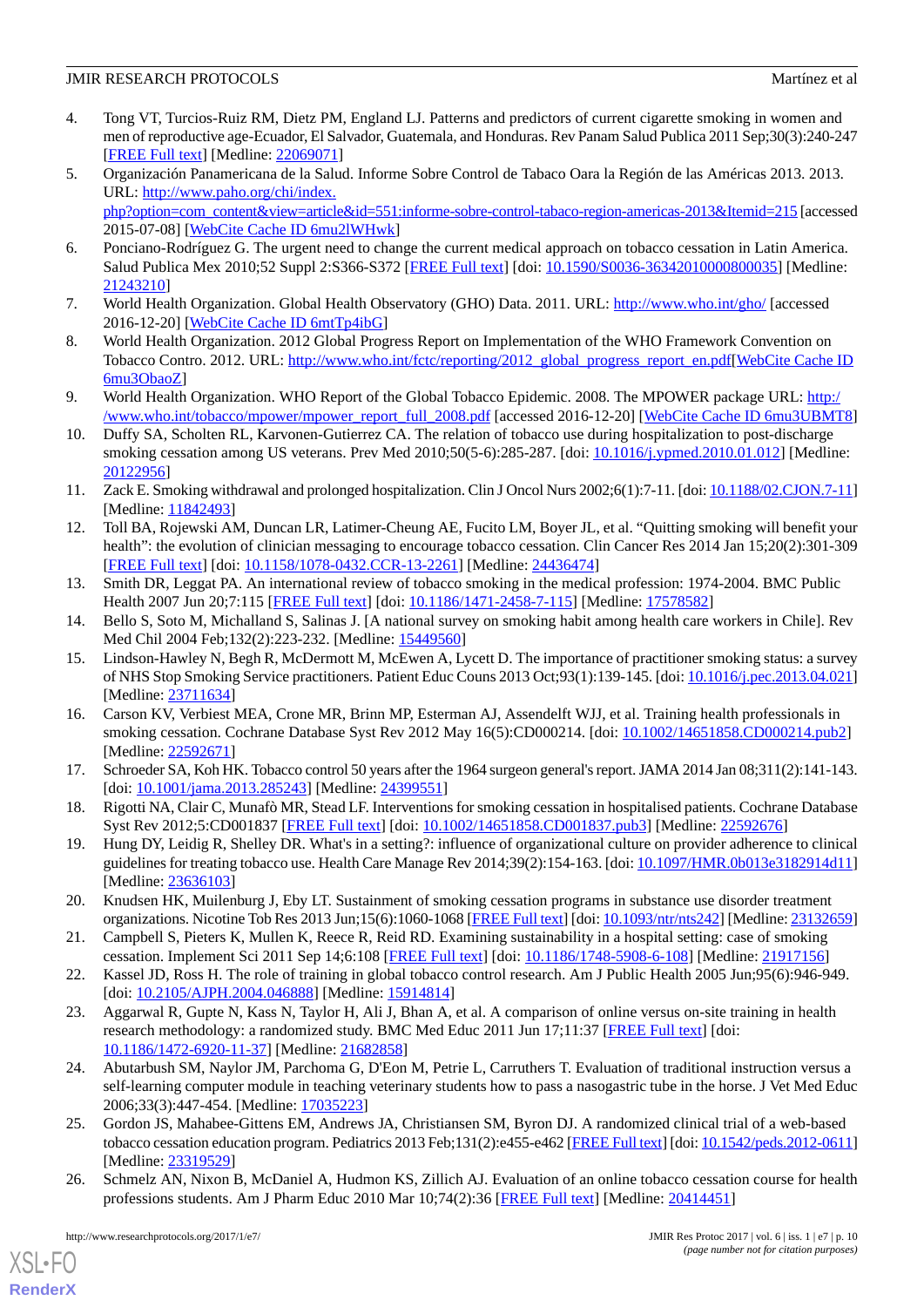4. Tong VT, Turcios-Ruiz RM, Dietz PM, England LJ. Patterns and predictors of current cigarette smoking in women and men of reproductive age-Ecuador, El Salvador, Guatemala, and Honduras. Rev Panam Salud Publica 2011 Sep;30(3):240-247 [FREE Full text] [Medline: 22069071]
5. Organización Panamericana de la Salud. Informe Sobre Control de Tabaco Oara la Región de las Américas 2013. 2013. URL: http://www.paho.org/chi/index.php?option=com_content&view=article&id=551:informe-sobre-control-tabaco-region-americas-2013&Itemid=215 [accessed 2015-07-08] [WebCite Cache ID 6mu2lWHwk]
6. Ponciano-Rodríguez G. The urgent need to change the current medical approach on tobacco cessation in Latin America. Salud Publica Mex 2010;52 Suppl 2:S366-S372 [FREE Full text] [doi: 10.1590/S0036-36342010000800035] [Medline: 21243210]
7. World Health Organization. Global Health Observatory (GHO) Data. 2011. URL: http://www.who.int/gho/ [accessed 2016-12-20] [WebCite Cache ID 6mtTp4ibG]
8. World Health Organization. 2012 Global Progress Report on Implementation of the WHO Framework Convention on Tobacco Contro. 2012. URL: http://www.who.int/fctc/reporting/2012_global_progress_report_en.pdf[WebCite Cache ID 6mu3ObaoZ]
9. World Health Organization. WHO Report of the Global Tobacco Epidemic. 2008. The MPOWER package URL: http://www.who.int/tobacco/mpower/mpower_report_full_2008.pdf [accessed 2016-12-20] [WebCite Cache ID 6mu3UBMT8]
10. Duffy SA, Scholten RL, Karvonen-Gutierrez CA. The relation of tobacco use during hospitalization to post-discharge smoking cessation among US veterans. Prev Med 2010;50(5-6):285-287. [doi: 10.1016/j.ypmed.2010.01.012] [Medline: 20122956]
11. Zack E. Smoking withdrawal and prolonged hospitalization. Clin J Oncol Nurs 2002;6(1):7-11. [doi: 10.1188/02.CJON.7-11] [Medline: 11842493]
12. Toll BA, Rojewski AM, Duncan LR, Latimer-Cheung AE, Fucito LM, Boyer JL, et al. "Quitting smoking will benefit your health": the evolution of clinician messaging to encourage tobacco cessation. Clin Cancer Res 2014 Jan 15;20(2):301-309 [FREE Full text] [doi: 10.1158/1078-0432.CCR-13-2261] [Medline: 24436474]
13. Smith DR, Leggat PA. An international review of tobacco smoking in the medical profession: 1974-2004. BMC Public Health 2007 Jun 20;7:115 [FREE Full text] [doi: 10.1186/1471-2458-7-115] [Medline: 17578582]
14. Bello S, Soto M, Michalland S, Salinas J. [A national survey on smoking habit among health care workers in Chile]. Rev Med Chil 2004 Feb;132(2):223-232. [Medline: 15449560]
15. Lindson-Hawley N, Begh R, McDermott M, McEwen A, Lycett D. The importance of practitioner smoking status: a survey of NHS Stop Smoking Service practitioners. Patient Educ Couns 2013 Oct;93(1):139-145. [doi: 10.1016/j.pec.2013.04.021] [Medline: 23711634]
16. Carson KV, Verbiest MEA, Crone MR, Brinn MP, Esterman AJ, Assendelft WJJ, et al. Training health professionals in smoking cessation. Cochrane Database Syst Rev 2012 May 16(5):CD000214. [doi: 10.1002/14651858.CD000214.pub2] [Medline: 22592671]
17. Schroeder SA, Koh HK. Tobacco control 50 years after the 1964 surgeon general's report. JAMA 2014 Jan 08;311(2):141-143. [doi: 10.1001/jama.2013.285243] [Medline: 24399511]
18. Rigotti NA, Clair C, Munafò MR, Stead LF. Interventions for smoking cessation in hospitalised patients. Cochrane Database Syst Rev 2012;5:CD001837 [FREE Full text] [doi: 10.1002/14651858.CD001837.pub3] [Medline: 22592676]
19. Hung DY, Leidig R, Shelley DR. What's in a setting?: influence of organizational culture on provider adherence to clinical guidelines for treating tobacco use. Health Care Manage Rev 2014;39(2):154-163. [doi: 10.1097/HMR.0b013e3182914d11] [Medline: 23636103]
20. Knudsen HK, Muilenburg J, Eby LT. Sustainment of smoking cessation programs in substance use disorder treatment organizations. Nicotine Tob Res 2013 Jun;15(6):1060-1068 [FREE Full text] [doi: 10.1093/ntr/nts242] [Medline: 23132659]
21. Campbell S, Pieters K, Mullen K, Reece R, Reid RD. Examining sustainability in a hospital setting: case of smoking cessation. Implement Sci 2011 Sep 14;6:108 [FREE Full text] [doi: 10.1186/1748-5908-6-108] [Medline: 21917156]
22. Kassel JD, Ross H. The role of training in global tobacco control research. Am J Public Health 2005 Jun;95(6):946-949. [doi: 10.2105/AJPH.2004.046888] [Medline: 15914814]
23. Aggarwal R, Gupte N, Kass N, Taylor H, Ali J, Bhan A, et al. A comparison of online versus on-site training in health research methodology: a randomized study. BMC Med Educ 2011 Jun 17;11:37 [FREE Full text] [doi: 10.1186/1472-6920-11-37] [Medline: 21682858]
24. Abutarbush SM, Naylor JM, Parchoma G, D'Eon M, Petrie L, Carruthers T. Evaluation of traditional instruction versus a self-learning computer module in teaching veterinary students how to pass a nasogastric tube in the horse. J Vet Med Educ 2006;33(3):447-454. [Medline: 17035223]
25. Gordon JS, Mahabee-Gittens EM, Andrews JA, Christiansen SM, Byron DJ. A randomized clinical trial of a web-based tobacco cessation education program. Pediatrics 2013 Feb;131(2):e455-e462 [FREE Full text] [doi: 10.1542/peds.2012-0611] [Medline: 23319529]
26. Schmelz AN, Nixon B, McDaniel A, Hudmon KS, Zillich AJ. Evaluation of an online tobacco cessation course for health professions students. Am J Pharm Educ 2010 Mar 10;74(2):36 [FREE Full text] [Medline: 20414451]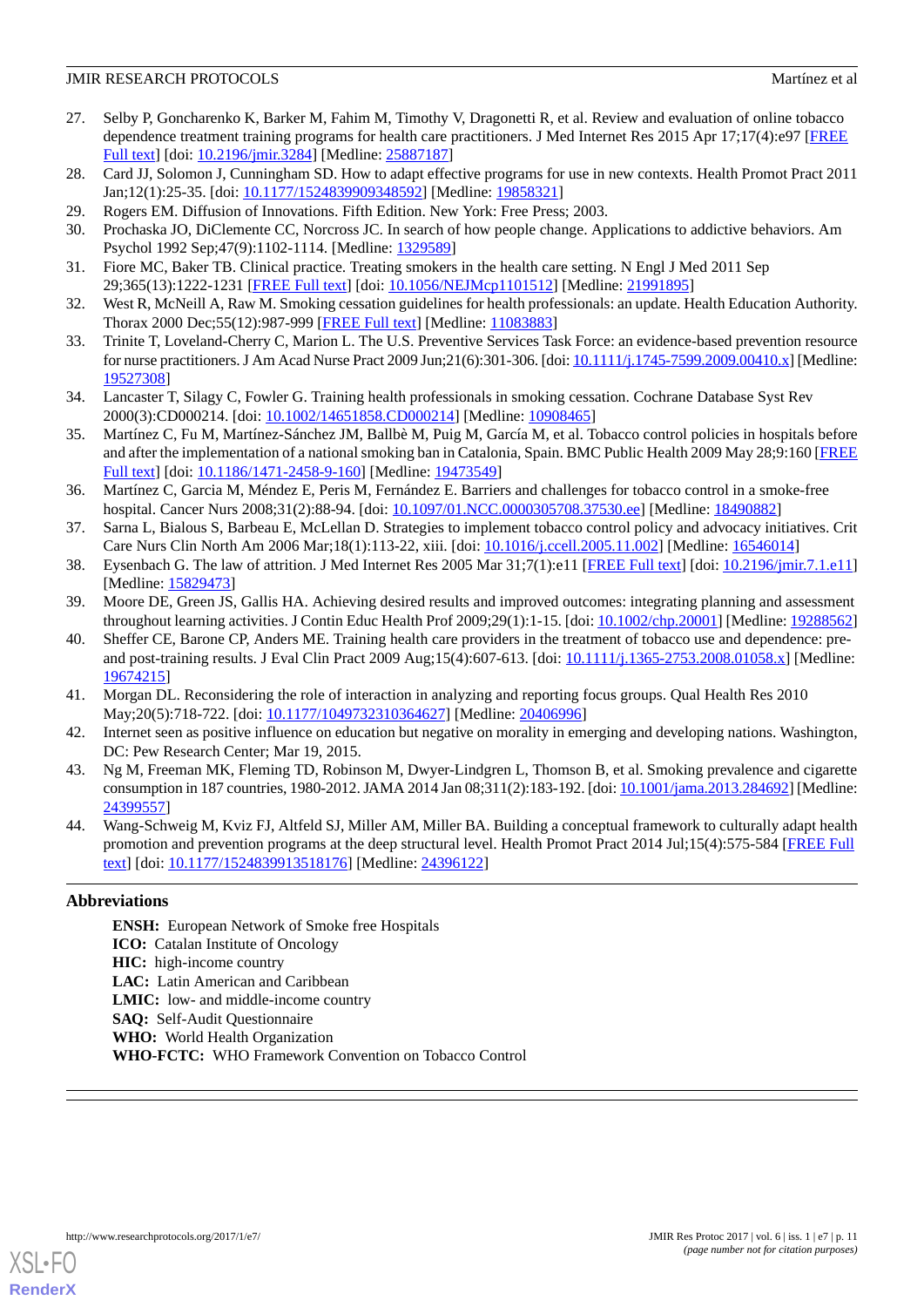27. Selby P, Goncharenko K, Barker M, Fahim M, Timothy V, Dragonetti R, et al. Review and evaluation of online tobacco dependence treatment training programs for health care practitioners. J Med Internet Res 2015 Apr 17;17(4):e97 [FREE Full text] [doi: 10.2196/jmir.3284] [Medline: 25887187]
28. Card JJ, Solomon J, Cunningham SD. How to adapt effective programs for use in new contexts. Health Promot Pract 2011 Jan;12(1):25-35. [doi: 10.1177/1524839909348592] [Medline: 19858321]
29. Rogers EM. Diffusion of Innovations. Fifth Edition. New York: Free Press; 2003.
30. Prochaska JO, DiClemente CC, Norcross JC. In search of how people change. Applications to addictive behaviors. Am Psychol 1992 Sep;47(9):1102-1114. [Medline: 1329589]
31. Fiore MC, Baker TB. Clinical practice. Treating smokers in the health care setting. N Engl J Med 2011 Sep 29;365(13):1222-1231 [FREE Full text] [doi: 10.1056/NEJMcp1101512] [Medline: 21991895]
32. West R, McNeill A, Raw M. Smoking cessation guidelines for health professionals: an update. Health Education Authority. Thorax 2000 Dec;55(12):987-999 [FREE Full text] [Medline: 11083883]
33. Trinite T, Loveland-Cherry C, Marion L. The U.S. Preventive Services Task Force: an evidence-based prevention resource for nurse practitioners. J Am Acad Nurse Pract 2009 Jun;21(6):301-306. [doi: 10.1111/j.1745-7599.2009.00410.x] [Medline: 19527308]
34. Lancaster T, Silagy C, Fowler G. Training health professionals in smoking cessation. Cochrane Database Syst Rev 2000(3):CD000214. [doi: 10.1002/14651858.CD000214] [Medline: 10908465]
35. Martínez C, Fu M, Martínez-Sánchez JM, Ballbè M, Puig M, García M, et al. Tobacco control policies in hospitals before and after the implementation of a national smoking ban in Catalonia, Spain. BMC Public Health 2009 May 28;9:160 [FREE Full text] [doi: 10.1186/1471-2458-9-160] [Medline: 19473549]
36. Martínez C, Garcia M, Méndez E, Peris M, Fernández E. Barriers and challenges for tobacco control in a smoke-free hospital. Cancer Nurs 2008;31(2):88-94. [doi: 10.1097/01.NCC.0000305708.37530.ee] [Medline: 18490882]
37. Sarna L, Bialous S, Barbeau E, McLellan D. Strategies to implement tobacco control policy and advocacy initiatives. Crit Care Nurs Clin North Am 2006 Mar;18(1):113-22, xiii. [doi: 10.1016/j.ccell.2005.11.002] [Medline: 16546014]
38. Eysenbach G. The law of attrition. J Med Internet Res 2005 Mar 31;7(1):e11 [FREE Full text] [doi: 10.2196/jmir.7.1.e11] [Medline: 15829473]
39. Moore DE, Green JS, Gallis HA. Achieving desired results and improved outcomes: integrating planning and assessment throughout learning activities. J Contin Educ Health Prof 2009;29(1):1-15. [doi: 10.1002/chp.20001] [Medline: 19288562]
40. Sheffer CE, Barone CP, Anders ME. Training health care providers in the treatment of tobacco use and dependence: pre- and post-training results. J Eval Clin Pract 2009 Aug;15(4):607-613. [doi: 10.1111/j.1365-2753.2008.01058.x] [Medline: 19674215]
41. Morgan DL. Reconsidering the role of interaction in analyzing and reporting focus groups. Qual Health Res 2010 May;20(5):718-722. [doi: 10.1177/1049732310364627] [Medline: 20406996]
42. Internet seen as positive influence on education but negative on morality in emerging and developing nations. Washington, DC: Pew Research Center; Mar 19, 2015.
43. Ng M, Freeman MK, Fleming TD, Robinson M, Dwyer-Lindgren L, Thomson B, et al. Smoking prevalence and cigarette consumption in 187 countries, 1980-2012. JAMA 2014 Jan 08;311(2):183-192. [doi: 10.1001/jama.2013.284692] [Medline: 24399557]
44. Wang-Schweig M, Kviz FJ, Altfeld SJ, Miller AM, Miller BA. Building a conceptual framework to culturally adapt health promotion and prevention programs at the deep structural level. Health Promot Pract 2014 Jul;15(4):575-584 [FREE Full text] [doi: 10.1177/1524839913518176] [Medline: 24396122]

## Abbreviations

**ENSH:** European Network of Smoke free Hospitals
**ICO:** Catalan Institute of Oncology
**HIC:** high-income country
**LAC:** Latin American and Caribbean
**LMIC:** low- and middle-income country
**SAQ:** Self-Audit Questionnaire
**WHO:** World Health Organization
**WHO-FCTC:** WHO Framework Convention on Tobacco Control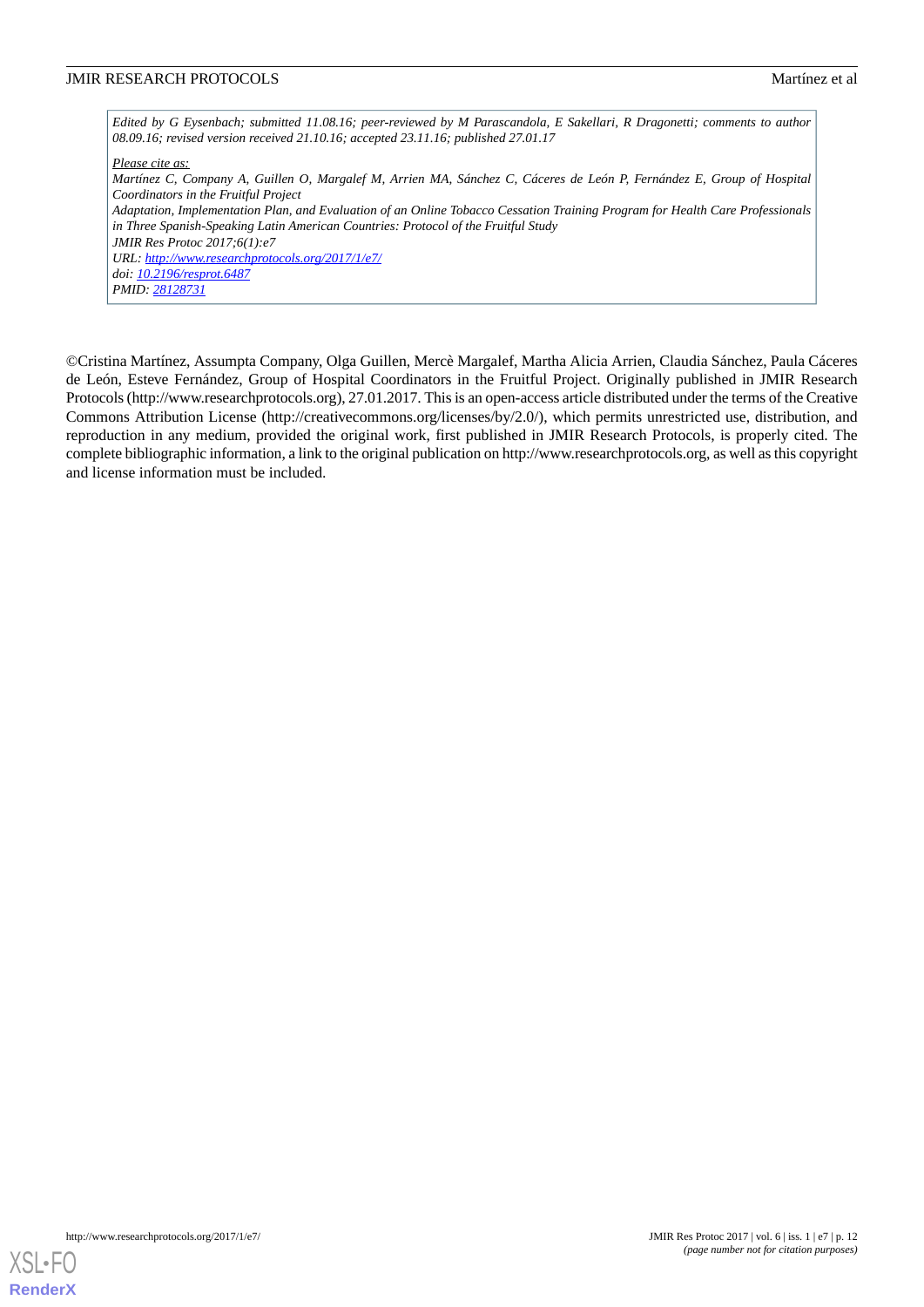*Edited by G Eysenbach; submitted 11.08.16; peer-reviewed by M Parascandola, E Sakellari, R Dragonetti; comments to author 08.09.16; revised version received 21.10.16; accepted 23.11.16; published 27.01.17*

*Please cite as:*

*Martínez C, Company A, Guillen O, Margalef M, Arrien MA, Sánchez C, Cáceres de León P, Fernández E, Group of Hospital Coordinators in the Fruitful Project*

*Adaptation, Implementation Plan, and Evaluation of an Online Tobacco Cessation Training Program for Health Care Professionals in Three Spanish-Speaking Latin American Countries: Protocol of the Fruitful Study*

*JMIR Res Protoc 2017;6(1):e7*

*URL: http://www.researchprotocols.org/2017/1/e7/*

*doi: 10.2196/resprot.6487*

*PMID: 28128731*

©Cristina Martínez, Assumpta Company, Olga Guillen, Mercè Margalef, Martha Alicia Arrien, Claudia Sánchez, Paula Cáceres de León, Esteve Fernández, Group of Hospital Coordinators in the Fruitful Project. Originally published in JMIR Research Protocols (http://www.researchprotocols.org), 27.01.2017. This is an open-access article distributed under the terms of the Creative Commons Attribution License (http://creativecommons.org/licenses/by/2.0/), which permits unrestricted use, distribution, and reproduction in any medium, provided the original work, first published in JMIR Research Protocols, is properly cited. The complete bibliographic information, a link to the original publication on http://www.researchprotocols.org, as well as this copyright and license information must be included.